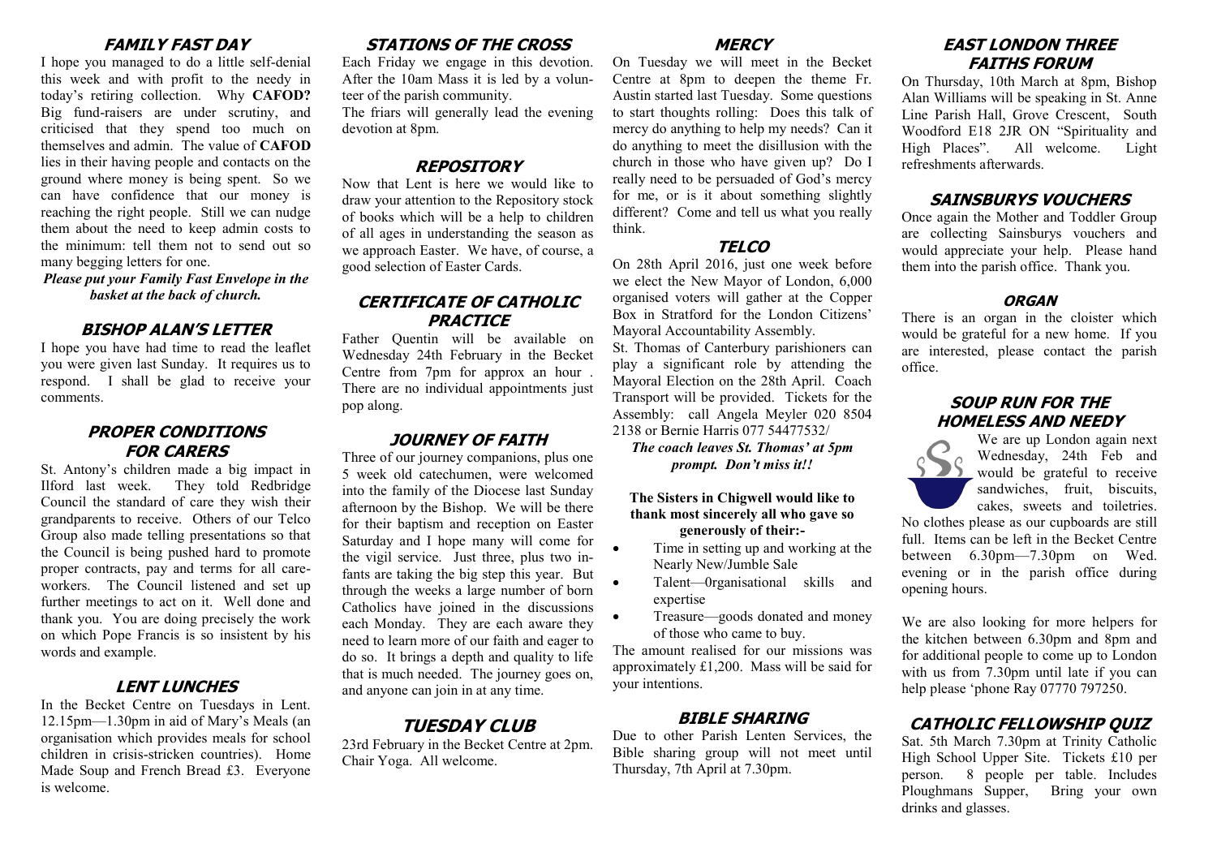## FAMILY FAST DAY

I hope you managed to do a little self-denial this week and with profit to the needy in today's retiring collection. Why **CAFOD?** Big fund-raisers are under scrutiny, and criticised that they spend too much on themselves and admin. The value of **CAFOD** lies in their having people and contacts on the ground where money is being spent. So we can have confidence that our money is reaching the right people. Still we can nudge them about the need to keep admin costs to the minimum: tell them not to send out so many begging letters for one.

***Please put your Family Fast Envelope in the basket at the back of church.***

## BISHOP ALAN'S LETTER

I hope you have had time to read the leaflet you were given last Sunday. It requires us to respond. I shall be glad to receive your comments.

## PROPER CONDITIONS FOR CARERS

St. Antony's children made a big impact in Ilford last week. They told Redbridge Council the standard of care they wish their grandparents to receive. Others of our Telco Group also made telling presentations so that the Council is being pushed hard to promote proper contracts, pay and terms for all care-workers. The Council listened and set up further meetings to act on it. Well done and thank you. You are doing precisely the work on which Pope Francis is so insistent by his words and example.

## LENT LUNCHES

In the Becket Centre on Tuesdays in Lent. 12.15pm—1.30pm in aid of Mary's Meals (an organisation which provides meals for school children in crisis-stricken countries). Home Made Soup and French Bread £3. Everyone is welcome.

## STATIONS OF THE CROSS

Each Friday we engage in this devotion. After the 10am Mass it is led by a volunteer of the parish community.

The friars will generally lead the evening devotion at 8pm.

## REPOSITORY

Now that Lent is here we would like to draw your attention to the Repository stock of books which will be a help to children of all ages in understanding the season as we approach Easter. We have, of course, a good selection of Easter Cards.

## CERTIFICATE OF CATHOLIC PRACTICE

Father Quentin will be available on Wednesday 24th February in the Becket Centre from 7pm for approx an hour . There are no individual appointments just pop along.

## JOURNEY OF FAITH

Three of our journey companions, plus one 5 week old catechumen, were welcomed into the family of the Diocese last Sunday afternoon by the Bishop. We will be there for their baptism and reception on Easter Saturday and I hope many will come for the vigil service. Just three, plus two infants are taking the big step this year. But through the weeks a large number of born Catholics have joined in the discussions each Monday. They are each aware they need to learn more of our faith and eager to do so. It brings a depth and quality to life that is much needed. The journey goes on, and anyone can join in at any time.

## TUESDAY CLUB

23rd February in the Becket Centre at 2pm. Chair Yoga. All welcome.

## MERCY

On Tuesday we will meet in the Becket Centre at 8pm to deepen the theme Fr. Austin started last Tuesday. Some questions to start thoughts rolling: Does this talk of mercy do anything to help my needs? Can it do anything to meet the disillusion with the church in those who have given up? Do I really need to be persuaded of God's mercy for me, or is it about something slightly different? Come and tell us what you really think.

## TELCO

On 28th April 2016, just one week before we elect the New Mayor of London, 6,000 organised voters will gather at the Copper Box in Stratford for the London Citizens' Mayoral Accountability Assembly.

St. Thomas of Canterbury parishioners can play a significant role by attending the Mayoral Election on the 28th April. Coach Transport will be provided. Tickets for the Assembly: call Angela Meyler 020 8504 2138 or Bernie Harris 077 54477532/

***The coach leaves St. Thomas' at 5pm prompt. Don't miss it!!***

**The Sisters in Chigwell would like to thank most sincerely all who gave so generously of their:-**

- Time in setting up and working at the Nearly New/Jumble Sale
- Talent—0rganisational skills and expertise
- Treasure—goods donated and money of those who came to buy.

The amount realised for our missions was approximately £1,200. Mass will be said for your intentions.

## BIBLE SHARING

Due to other Parish Lenten Services, the Bible sharing group will not meet until Thursday, 7th April at 7.30pm.

## EAST LONDON THREE FAITHS FORUM

On Thursday, 10th March at 8pm, Bishop Alan Williams will be speaking in St. Anne Line Parish Hall, Grove Crescent, South Woodford E18 2JR ON "Spirituality and High Places". All welcome. Light refreshments afterwards.

## SAINSBURYS VOUCHERS

Once again the Mother and Toddler Group are collecting Sainsburys vouchers and would appreciate your help. Please hand them into the parish office. Thank you.

## ORGAN

There is an organ in the cloister which would be grateful for a new home. If you are interested, please contact the parish office.

## SOUP RUN FOR THE HOMELESS AND NEEDY

We are up London again next Wednesday, 24th Feb and would be grateful to receive sandwiches, fruit, biscuits, cakes, sweets and toiletries. No clothes please as our cupboards are still full. Items can be left in the Becket Centre between 6.30pm—7.30pm on Wed. evening or in the parish office during opening hours.

We are also looking for more helpers for the kitchen between 6.30pm and 8pm and for additional people to come up to London with us from 7.30pm until late if you can help please 'phone Ray 07770 797250.

## CATHOLIC FELLOWSHIP QUIZ

Sat. 5th March 7.30pm at Trinity Catholic High School Upper Site. Tickets £10 per person. 8 people per table. Includes Ploughmans Supper, Bring your own drinks and glasses.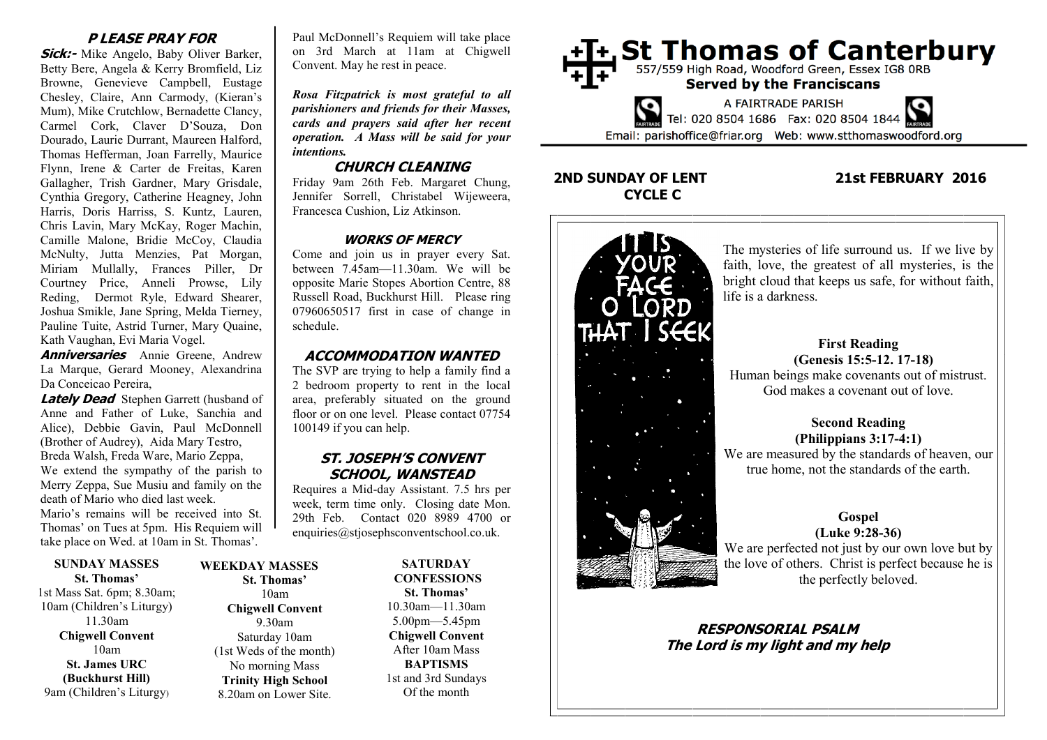## PLEASE PRAY FOR

**Sick:-** Mike Angelo, Baby Oliver Barker, Betty Bere, Angela & Kerry Bromfield, Liz Browne, Genevieve Campbell, Eustage Chesley, Claire, Ann Carmody, (Kieran's Mum), Mike Crutchlow, Bernadette Clancy, Carmel Cork, Claver D'Souza, Don Dourado, Laurie Durrant, Maureen Halford, Thomas Hefferman, Joan Farrelly, Maurice Flynn, Irene & Carter de Freitas, Karen Gallagher, Trish Gardner, Mary Grisdale, Cynthia Gregory, Catherine Heagney, John Harris, Doris Harriss, S. Kuntz, Lauren, Chris Lavin, Mary McKay, Roger Machin, Camille Malone, Bridie McCoy, Claudia McNulty, Jutta Menzies, Pat Morgan, Miriam Mullally, Frances Piller, Dr Courtney Price, Anneli Prowse, Lily Reding, Dermot Ryle, Edward Shearer, Joshua Smikle, Jane Spring, Melda Tierney, Pauline Tuite, Astrid Turner, Mary Quaine, Kath Vaughan, Evi Maria Vogel.

**Anniversaries** Annie Greene, Andrew La Marque, Gerard Mooney, Alexandrina Da Conceicao Pereira,

**Lately Dead** Stephen Garrett (husband of Anne and Father of Luke, Sanchia and Alice), Debbie Gavin, Paul McDonnell (Brother of Audrey), Aida Mary Testro, Breda Walsh, Freda Ware, Mario Zeppa,

We extend the sympathy of the parish to Merry Zeppa, Sue Musiu and family on the death of Mario who died last week.

Mario's remains will be received into St. Thomas' on Tues at 5pm. His Requiem will take place on Wed. at 10am in St. Thomas'.

Paul McDonnell's Requiem will take place on 3rd March at 11am at Chigwell Convent. May he rest in peace.

***Rosa Fitzpatrick is most grateful to all parishioners and friends for their Masses, cards and prayers said after her recent operation. A Mass will be said for your intentions.***

## CHURCH CLEANING

Friday 9am 26th Feb. Margaret Chung, Jennifer Sorrell, Christabel Wijeweera, Francesca Cushion, Liz Atkinson.

## WORKS OF MERCY

Come and join us in prayer every Sat. between 7.45am—11.30am. We will be opposite Marie Stopes Abortion Centre, 88 Russell Road, Buckhurst Hill. Please ring 07960650517 first in case of change in schedule.

## ACCOMMODATION WANTED

The SVP are trying to help a family find a 2 bedroom property to rent in the local area, preferably situated on the ground floor or on one level. Please contact 07754 100149 if you can help.

## ST. JOSEPH'S CONVENT SCHOOL, WANSTEAD

Requires a Mid-day Assistant. 7.5 hrs per week, term time only. Closing date Mon. 29th Feb. Contact 020 8989 4700 or enquiries@stjosephsconventschool.co.uk.

**SUNDAY MASSES**
**St. Thomas'**
1st Mass Sat. 6pm; 8.30am; 10am (Children's Liturgy) 11.30am
**Chigwell Convent**
10am
**St. James URC (Buckhurst Hill)**
9am (Children's Liturgy)

**WEEKDAY MASSES**
**St. Thomas'**
10am
**Chigwell Convent**
9.30am
Saturday 10am
(1st Weds of the month)
No morning Mass
**Trinity High School**
8.20am on Lower Site.

**SATURDAY CONFESSIONS**
**St. Thomas'**
10.30am—11.30am
5.00pm—5.45pm
**Chigwell Convent**
After 10am Mass
**BAPTISMS**
1st and 3rd Sundays
Of the month

# St Thomas of Canterbury

557/559 High Road, Woodford Green, Essex IG8 0RB

**Served by the Franciscans**

A FAIRTRADE PARISH

Tel: 020 8504 1686 Fax: 020 8504 1844

Email: parishoffice@friar.org Web: www.stthomaswoodford.org

**2ND SUNDAY OF LENT CYCLE C** **21st FEBRUARY 2016**

IT IS YOUR FACE O LORD THAT I SEEK

The mysteries of life surround us. If we live by faith, love, the greatest of all mysteries, is the bright cloud that keeps us safe, for without faith, life is a darkness.

**First Reading**
**(Genesis 15:5-12. 17-18)**
Human beings make covenants out of mistrust. God makes a covenant out of love.

**Second Reading**
**(Philippians 3:17-4:1)**
We are measured by the standards of heaven, our true home, not the standards of the earth.

**Gospel**
**(Luke 9:28-36)**
We are perfected not just by our own love but by the love of others. Christ is perfect because he is the perfectly beloved.

***RESPONSORIAL PSALM***
***The Lord is my light and my help***